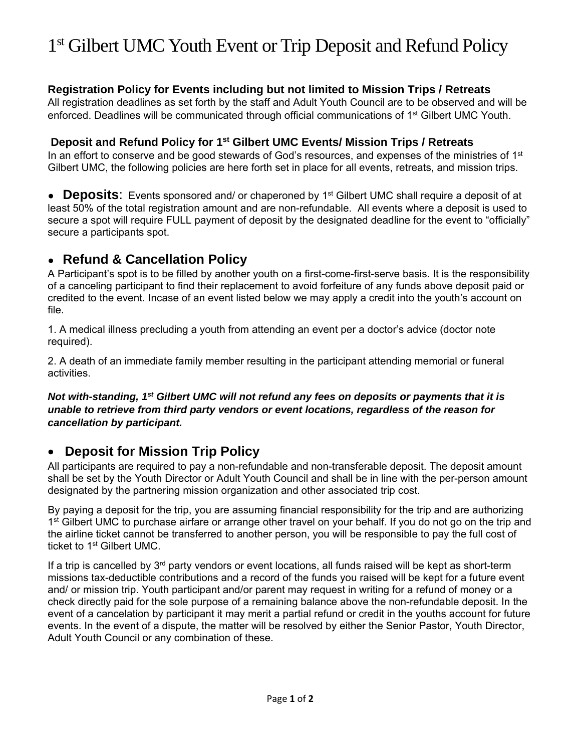# 1st Gilbert UMC Youth Event or Trip Deposit and Refund Policy

### Registration Policy for Events including but not limited to Mission Trips / Retreats

All registration deadlines as set forth by the staff and Adult Youth Council are to be observed and will be enforced. Deadlines will be communicated through official communications of 1st Gilbert UMC Youth.

### Deposit and Refund Policy for 1st Gilbert UMC Events/ Mission Trips / Retreats

In an effort to conserve and be good stewards of God's resources, and expenses of the ministries of 1st Gilbert UMC, the following policies are here forth set in place for all events, retreats, and mission trips.

- **Deposits**: Events sponsored and/ or chaperoned by 1st Gilbert UMC shall require a deposit of at least 50% of the total registration amount and are non-refundable. All events where a deposit is used to secure a spot will require FULL payment of deposit by the designated deadline for the event to "officially" secure a participants spot.

## • Refund & Cancellation Policy

A Participant's spot is to be filled by another youth on a first-come-first-serve basis. It is the responsibility of a canceling participant to find their replacement to avoid forfeiture of any funds above deposit paid or credited to the event. Incase of an event listed below we may apply a credit into the youth's account on file.

1. A medical illness precluding a youth from attending an event per a doctor's advice (doctor note required).

2. A death of an immediate family member resulting in the participant attending memorial or funeral activities.

***Not with-standing, 1st Gilbert UMC will not refund any fees on deposits or payments that it is unable to retrieve from third party vendors or event locations, regardless of the reason for cancellation by participant.***

## • Deposit for Mission Trip Policy

All participants are required to pay a non-refundable and non-transferable deposit. The deposit amount shall be set by the Youth Director or Adult Youth Council and shall be in line with the per-person amount designated by the partnering mission organization and other associated trip cost.

By paying a deposit for the trip, you are assuming financial responsibility for the trip and are authorizing 1st Gilbert UMC to purchase airfare or arrange other travel on your behalf. If you do not go on the trip and the airline ticket cannot be transferred to another person, you will be responsible to pay the full cost of ticket to 1st Gilbert UMC.

If a trip is cancelled by 3rd party vendors or event locations, all funds raised will be kept as short-term missions tax-deductible contributions and a record of the funds you raised will be kept for a future event and/ or mission trip. Youth participant and/or parent may request in writing for a refund of money or a check directly paid for the sole purpose of a remaining balance above the non-refundable deposit. In the event of a cancelation by participant it may merit a partial refund or credit in the youths account for future events. In the event of a dispute, the matter will be resolved by either the Senior Pastor, Youth Director, Adult Youth Council or any combination of these.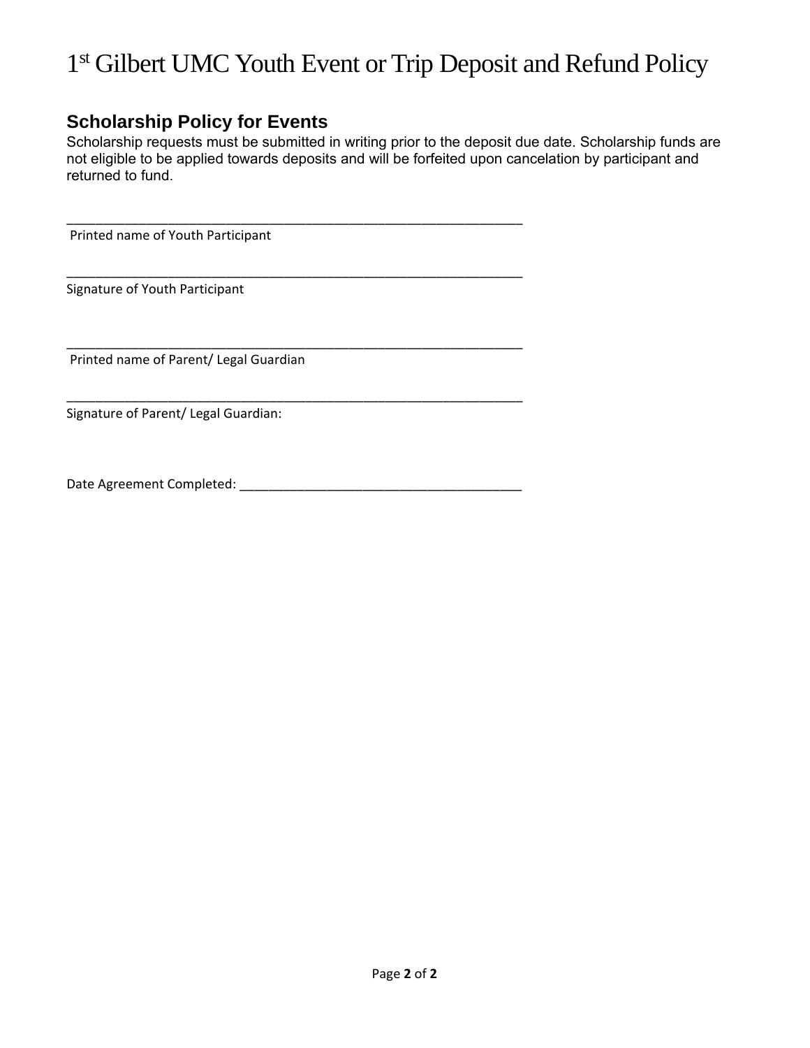# 1st Gilbert UMC Youth Event or Trip Deposit and Refund Policy

## Scholarship Policy for Events

Scholarship requests must be submitted in writing prior to the deposit due date. Scholarship funds are not eligible to be applied towards deposits and will be forfeited upon cancelation by participant and returned to fund.

_______________________________________________________________

Printed name of Youth Participant

_______________________________________________________________

Signature of Youth Participant

_______________________________________________________________

Printed name of Parent/ Legal Guardian

_______________________________________________________________

Signature of Parent/ Legal Guardian:

Date Agreement Completed: _______________________________________